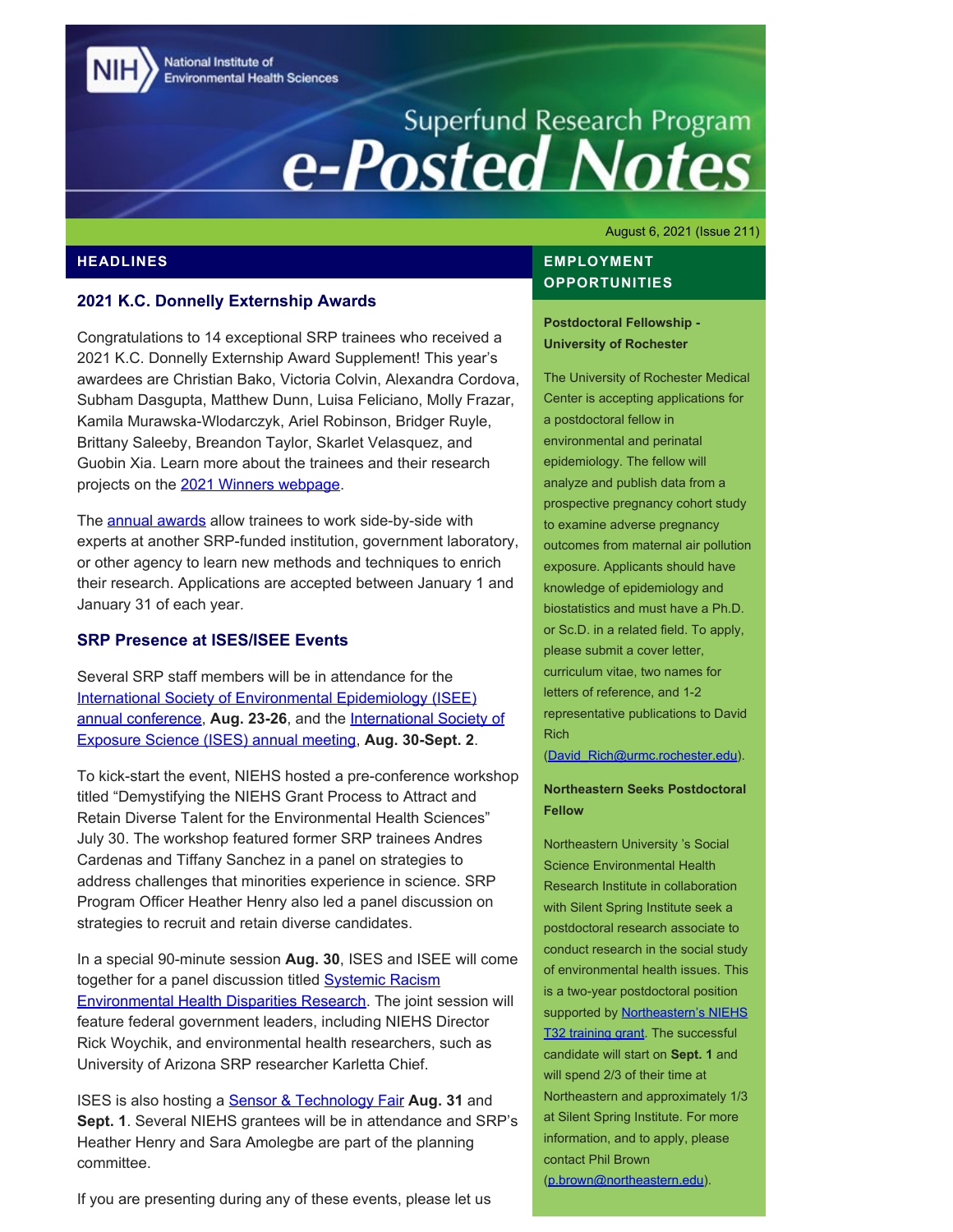National Institute of Environmental Health Sciences

# Superfund Research Program e-Posted Notes

August 6, 2021 (Issue 211)

## HEADLINES

### 2021 K.C. Donnelly Externship Awards

Congratulations to 14 exceptional SRP trainees who received a 2021 K.C. Donnelly Externship Award Supplement! This year's awardees are Christian Bako, Victoria Colvin, Alexandra Cordova, Subham Dasgupta, Matthew Dunn, Luisa Feliciano, Molly Frazar, Kamila Murawska-Wlodarczyk, Ariel Robinson, Bridger Ruyle, Brittany Saleeby, Breandon Taylor, Skarlet Velasquez, and Guobin Xia. Learn more about the trainees and their research projects on the 2021 Winners webpage.

The annual awards allow trainees to work side-by-side with experts at another SRP-funded institution, government laboratory, or other agency to learn new methods and techniques to enrich their research. Applications are accepted between January 1 and January 31 of each year.

### SRP Presence at ISES/ISEE Events

Several SRP staff members will be in attendance for the International Society of Environmental Epidemiology (ISEE) annual conference, **Aug. 23-26**, and the International Society of Exposure Science (ISES) annual meeting, **Aug. 30-Sept. 2**.

To kick-start the event, NIEHS hosted a pre-conference workshop titled "Demystifying the NIEHS Grant Process to Attract and Retain Diverse Talent for the Environmental Health Sciences" July 30. The workshop featured former SRP trainees Andres Cardenas and Tiffany Sanchez in a panel on strategies to address challenges that minorities experience in science. SRP Program Officer Heather Henry also led a panel discussion on strategies to recruit and retain diverse candidates.

In a special 90-minute session **Aug. 30**, ISES and ISEE will come together for a panel discussion titled Systemic Racism Environmental Health Disparities Research. The joint session will feature federal government leaders, including NIEHS Director Rick Woychik, and environmental health researchers, such as University of Arizona SRP researcher Karletta Chief.

ISES is also hosting a Sensor & Technology Fair **Aug. 31** and **Sept. 1**. Several NIEHS grantees will be in attendance and SRP's Heather Henry and Sara Amolegbe are part of the planning committee.

If you are presenting during any of these events, please let us

## EMPLOYMENT OPPORTUNITIES

**Postdoctoral Fellowship - University of Rochester**

The University of Rochester Medical Center is accepting applications for a postdoctoral fellow in environmental and perinatal epidemiology. The fellow will analyze and publish data from a prospective pregnancy cohort study to examine adverse pregnancy outcomes from maternal air pollution exposure. Applicants should have knowledge of epidemiology and biostatistics and must have a Ph.D. or Sc.D. in a related field. To apply, please submit a cover letter, curriculum vitae, two names for letters of reference, and 1-2 representative publications to David Rich (David_Rich@urmc.rochester.edu).

**Northeastern Seeks Postdoctoral Fellow**

Northeastern University 's Social Science Environmental Health Research Institute in collaboration with Silent Spring Institute seek a postdoctoral research associate to conduct research in the social study of environmental health issues. This is a two-year postdoctoral position supported by Northeastern's NIEHS T32 training grant. The successful candidate will start on **Sept. 1** and will spend 2/3 of their time at Northeastern and approximately 1/3 at Silent Spring Institute. For more information, and to apply, please contact Phil Brown (p.brown@northeastern.edu).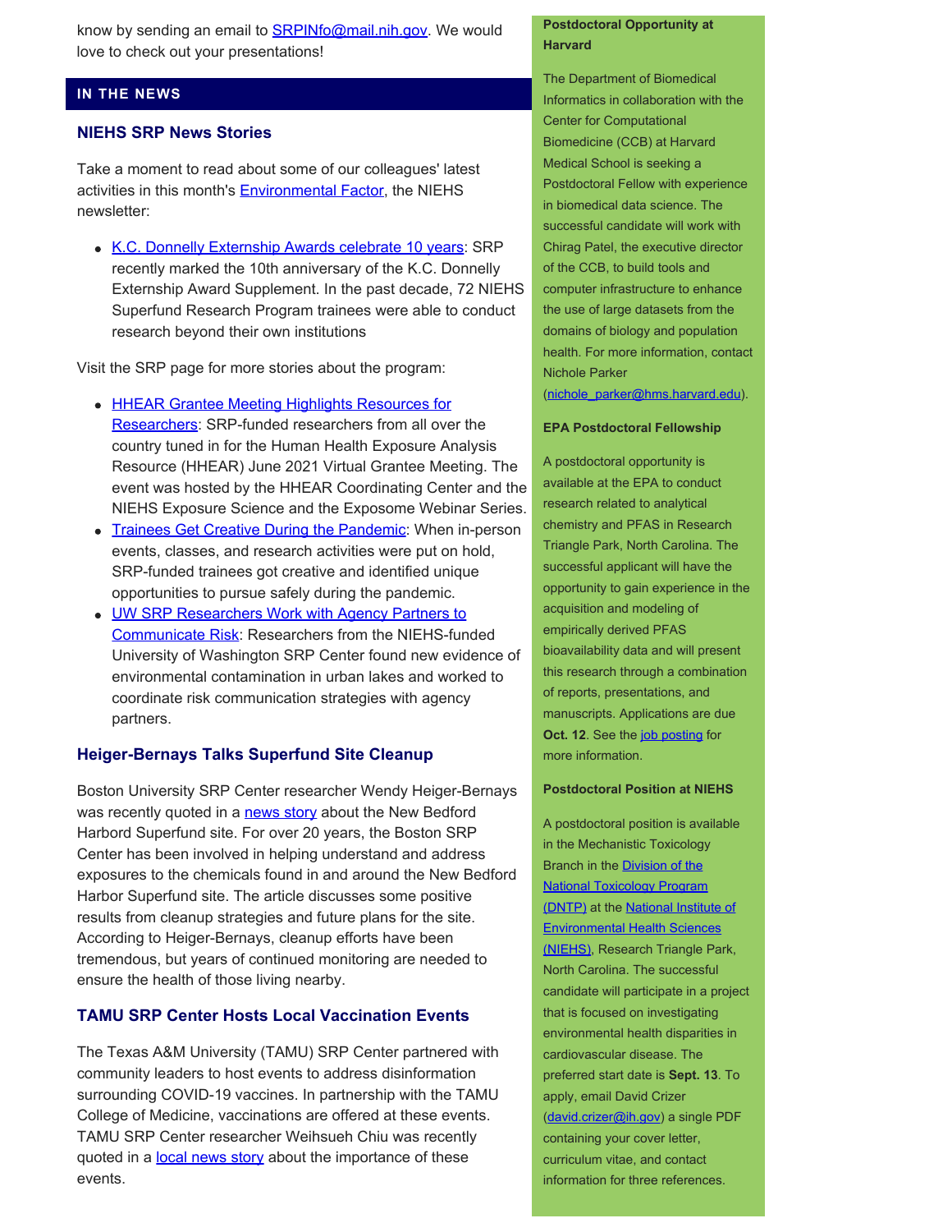know by sending an email to SRPINfo@mail.nih.gov. We would love to check out your presentations!

## IN THE NEWS

### NIEHS SRP News Stories

Take a moment to read about some of our colleagues' latest activities in this month's Environmental Factor, the NIEHS newsletter:

- K.C. Donnelly Externship Awards celebrate 10 years: SRP recently marked the 10th anniversary of the K.C. Donnelly Externship Award Supplement. In the past decade, 72 NIEHS Superfund Research Program trainees were able to conduct research beyond their own institutions

Visit the SRP page for more stories about the program:

- HHEAR Grantee Meeting Highlights Resources for Researchers: SRP-funded researchers from all over the country tuned in for the Human Health Exposure Analysis Resource (HHEAR) June 2021 Virtual Grantee Meeting. The event was hosted by the HHEAR Coordinating Center and the NIEHS Exposure Science and the Exposome Webinar Series.
- Trainees Get Creative During the Pandemic: When in-person events, classes, and research activities were put on hold, SRP-funded trainees got creative and identified unique opportunities to pursue safely during the pandemic.
- UW SRP Researchers Work with Agency Partners to Communicate Risk: Researchers from the NIEHS-funded University of Washington SRP Center found new evidence of environmental contamination in urban lakes and worked to coordinate risk communication strategies with agency partners.

### Heiger-Bernays Talks Superfund Site Cleanup

Boston University SRP Center researcher Wendy Heiger-Bernays was recently quoted in a news story about the New Bedford Harbord Superfund site. For over 20 years, the Boston SRP Center has been involved in helping understand and address exposures to the chemicals found in and around the New Bedford Harbor Superfund site. The article discusses some positive results from cleanup strategies and future plans for the site. According to Heiger-Bernays, cleanup efforts have been tremendous, but years of continued monitoring are needed to ensure the health of those living nearby.

### TAMU SRP Center Hosts Local Vaccination Events

The Texas A&M University (TAMU) SRP Center partnered with community leaders to host events to address disinformation surrounding COVID-19 vaccines. In partnership with the TAMU College of Medicine, vaccinations are offered at these events. TAMU SRP Center researcher Weihsueh Chiu was recently quoted in a local news story about the importance of these events.

**Postdoctoral Opportunity at Harvard**

The Department of Biomedical Informatics in collaboration with the Center for Computational Biomedicine (CCB) at Harvard Medical School is seeking a Postdoctoral Fellow with experience in biomedical data science. The successful candidate will work with Chirag Patel, the executive director of the CCB, to build tools and computer infrastructure to enhance the use of large datasets from the domains of biology and population health. For more information, contact Nichole Parker (nichole_parker@hms.harvard.edu).

**EPA Postdoctoral Fellowship**

A postdoctoral opportunity is available at the EPA to conduct research related to analytical chemistry and PFAS in Research Triangle Park, North Carolina. The successful applicant will have the opportunity to gain experience in the acquisition and modeling of empirically derived PFAS bioavailability data and will present this research through a combination of reports, presentations, and manuscripts. Applications are due **Oct. 12**. See the job posting for more information.

**Postdoctoral Position at NIEHS**

A postdoctoral position is available in the Mechanistic Toxicology Branch in the Division of the National Toxicology Program (DNTP) at the National Institute of Environmental Health Sciences (NIEHS), Research Triangle Park, North Carolina. The successful candidate will participate in a project that is focused on investigating environmental health disparities in cardiovascular disease. The preferred start date is **Sept. 13**. To apply, email David Crizer (david.crizer@ih.gov) a single PDF containing your cover letter, curriculum vitae, and contact information for three references.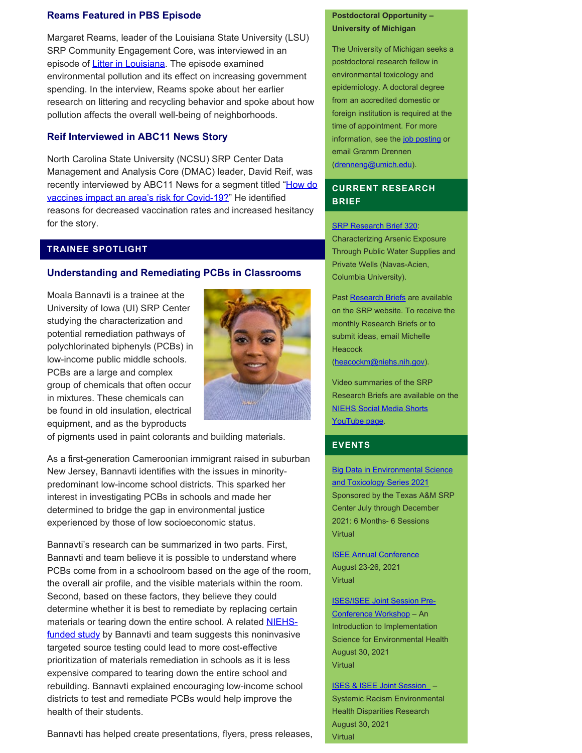### Reams Featured in PBS Episode

Margaret Reams, leader of the Louisiana State University (LSU) SRP Community Engagement Core, was interviewed in an episode of Litter in Louisiana. The episode examined environmental pollution and its effect on increasing government spending. In the interview, Reams spoke about her earlier research on littering and recycling behavior and spoke about how pollution affects the overall well-being of neighborhoods.

### Reif Interviewed in ABC11 News Story

North Carolina State University (NCSU) SRP Center Data Management and Analysis Core (DMAC) leader, David Reif, was recently interviewed by ABC11 News for a segment titled "How do vaccines impact an area's risk for Covid-19?" He identified reasons for decreased vaccination rates and increased hesitancy for the story.

## TRAINEE SPOTLIGHT

### Understanding and Remediating PCBs in Classrooms

Moala Bannavti is a trainee at the University of Iowa (UI) SRP Center studying the characterization and potential remediation pathways of polychlorinated biphenyls (PCBs) in low-income public middle schools. PCBs are a large and complex group of chemicals that often occur in mixtures. These chemicals can be found in old insulation, electrical equipment, and as the byproducts of pigments used in paint colorants and building materials.

As a first-generation Cameroonian immigrant raised in suburban New Jersey, Bannavti identifies with the issues in minority-predominant low-income school districts. This sparked her interest in investigating PCBs in schools and made her determined to bridge the gap in environmental justice experienced by those of low socioeconomic status.

Bannavti's research can be summarized in two parts. First, Bannavti and team believe it is possible to understand where PCBs come from in a schoolroom based on the age of the room, the overall air profile, and the visible materials within the room. Second, based on these factors, they believe they could determine whether it is best to remediate by replacing certain materials or tearing down the entire school. A related NIEHS-funded study by Bannavti and team suggests this noninvasive targeted source testing could lead to more cost-effective prioritization of materials remediation in schools as it is less expensive compared to tearing down the entire school and rebuilding. Bannavti explained encouraging low-income school districts to test and remediate PCBs would help improve the health of their students.

Bannavti has helped create presentations, flyers, press releases,

**Postdoctoral Opportunity – University of Michigan**

The University of Michigan seeks a postdoctoral research fellow in environmental toxicology and epidemiology. A doctoral degree from an accredited domestic or foreign institution is required at the time of appointment. For more information, see the job posting or email Gramm Drennen (drenneng@umich.edu).

## CURRENT RESEARCH BRIEF

SRP Research Brief 320: Characterizing Arsenic Exposure Through Public Water Supplies and Private Wells (Navas-Acien, Columbia University).

Past Research Briefs are available on the SRP website. To receive the monthly Research Briefs or to submit ideas, email Michelle Heacock (heacockm@niehs.nih.gov).

Video summaries of the SRP Research Briefs are available on the NIEHS Social Media Shorts YouTube page.

## EVENTS

Big Data in Environmental Science and Toxicology Series 2021
Sponsored by the Texas A&M SRP Center July through December 2021: 6 Months- 6 Sessions
Virtual

ISEE Annual Conference
August 23-26, 2021
Virtual

ISES/ISEE Joint Session Pre-Conference Workshop – An Introduction to Implementation Science for Environmental Health
August 30, 2021
Virtual

ISES & ISEE Joint Session – Systemic Racism Environmental Health Disparities Research
August 30, 2021
Virtual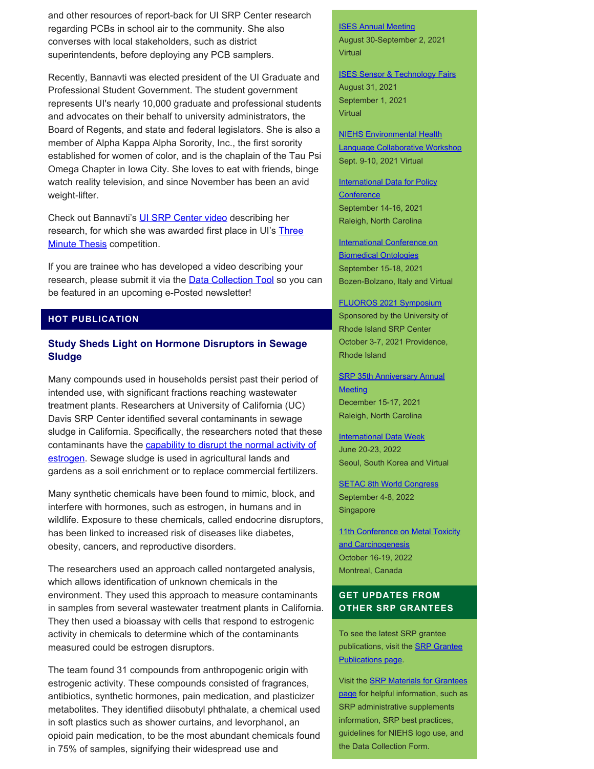and other resources of report-back for UI SRP Center research regarding PCBs in school air to the community. She also converses with local stakeholders, such as district superintendents, before deploying any PCB samplers.

Recently, Bannavti was elected president of the UI Graduate and Professional Student Government. The student government represents UI's nearly 10,000 graduate and professional students and advocates on their behalf to university administrators, the Board of Regents, and state and federal legislators. She is also a member of Alpha Kappa Alpha Sorority, Inc., the first sorority established for women of color, and is the chaplain of the Tau Psi Omega Chapter in Iowa City. She loves to eat with friends, binge watch reality television, and since November has been an avid weight-lifter.

Check out Bannavti's UI SRP Center video describing her research, for which she was awarded first place in UI's Three Minute Thesis competition.

If you are trainee who has developed a video describing your research, please submit it via the Data Collection Tool so you can be featured in an upcoming e-Posted newsletter!

## HOT PUBLICATION

### Study Sheds Light on Hormone Disruptors in Sewage Sludge

Many compounds used in households persist past their period of intended use, with significant fractions reaching wastewater treatment plants. Researchers at University of California (UC) Davis SRP Center identified several contaminants in sewage sludge in California. Specifically, the researchers noted that these contaminants have the capability to disrupt the normal activity of estrogen. Sewage sludge is used in agricultural lands and gardens as a soil enrichment or to replace commercial fertilizers.

Many synthetic chemicals have been found to mimic, block, and interfere with hormones, such as estrogen, in humans and in wildlife. Exposure to these chemicals, called endocrine disruptors, has been linked to increased risk of diseases like diabetes, obesity, cancers, and reproductive disorders.

The researchers used an approach called nontargeted analysis, which allows identification of unknown chemicals in the environment. They used this approach to measure contaminants in samples from several wastewater treatment plants in California. They then used a bioassay with cells that respond to estrogenic activity in chemicals to determine which of the contaminants measured could be estrogen disruptors.

The team found 31 compounds from anthropogenic origin with estrogenic activity. These compounds consisted of fragrances, antibiotics, synthetic hormones, pain medication, and plasticizer metabolites. They identified diisobutyl phthalate, a chemical used in soft plastics such as shower curtains, and levorphanol, an opioid pain medication, to be the most abundant chemicals found in 75% of samples, signifying their widespread use and

ISES Annual Meeting
August 30-September 2, 2021
Virtual

ISES Sensor & Technology Fairs
August 31, 2021
September 1, 2021
Virtual

NIEHS Environmental Health Language Collaborative Workshop
Sept. 9-10, 2021 Virtual

International Data for Policy Conference
September 14-16, 2021
Raleigh, North Carolina

International Conference on Biomedical Ontologies
September 15-18, 2021
Bozen-Bolzano, Italy and Virtual

FLUOROS 2021 Symposium
Sponsored by the University of Rhode Island SRP Center
October 3-7, 2021 Providence, Rhode Island

SRP 35th Anniversary Annual Meeting
December 15-17, 2021
Raleigh, North Carolina

International Data Week
June 20-23, 2022
Seoul, South Korea and Virtual

SETAC 8th World Congress
September 4-8, 2022
Singapore

11th Conference on Metal Toxicity and Carcinogenesis
October 16-19, 2022
Montreal, Canada

## GET UPDATES FROM OTHER SRP GRANTEES

To see the latest SRP grantee publications, visit the SRP Grantee Publications page.

Visit the SRP Materials for Grantees page for helpful information, such as SRP administrative supplements information, SRP best practices, guidelines for NIEHS logo use, and the Data Collection Form.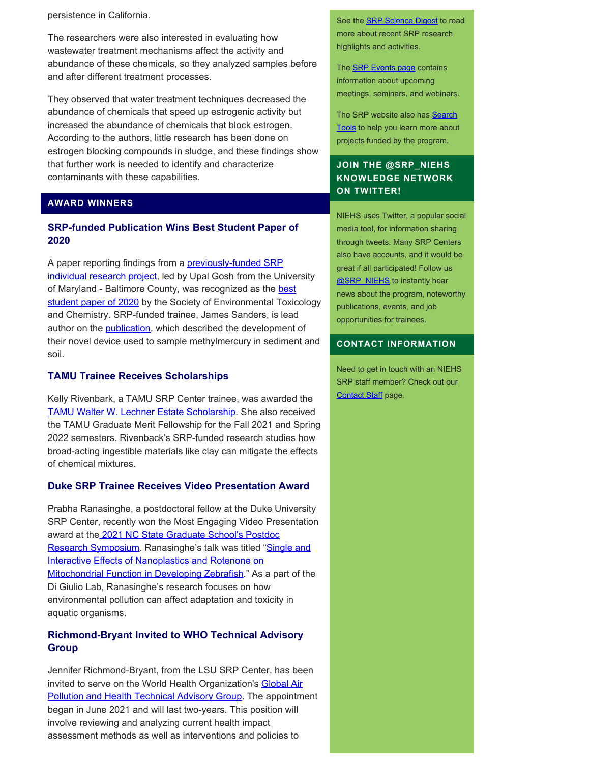persistence in California.

The researchers were also interested in evaluating how wastewater treatment mechanisms affect the activity and abundance of these chemicals, so they analyzed samples before and after different treatment processes.

They observed that water treatment techniques decreased the abundance of chemicals that speed up estrogenic activity but increased the abundance of chemicals that block estrogen. According to the authors, little research has been done on estrogen blocking compounds in sludge, and these findings show that further work is needed to identify and characterize contaminants with these capabilities.

## AWARD WINNERS

### SRP-funded Publication Wins Best Student Paper of 2020

A paper reporting findings from a previously-funded SRP individual research project, led by Upal Gosh from the University of Maryland - Baltimore County, was recognized as the best student paper of 2020 by the Society of Environmental Toxicology and Chemistry. SRP-funded trainee, James Sanders, is lead author on the publication, which described the development of their novel device used to sample methylmercury in sediment and soil.

### TAMU Trainee Receives Scholarships

Kelly Rivenbark, a TAMU SRP Center trainee, was awarded the TAMU Walter W. Lechner Estate Scholarship. She also received the TAMU Graduate Merit Fellowship for the Fall 2021 and Spring 2022 semesters. Rivenback's SRP-funded research studies how broad-acting ingestible materials like clay can mitigate the effects of chemical mixtures.

### Duke SRP Trainee Receives Video Presentation Award

Prabha Ranasinghe, a postdoctoral fellow at the Duke University SRP Center, recently won the Most Engaging Video Presentation award at the 2021 NC State Graduate School's Postdoc Research Symposium. Ranasinghe's talk was titled "Single and Interactive Effects of Nanoplastics and Rotenone on Mitochondrial Function in Developing Zebrafish." As a part of the Di Giulio Lab, Ranasinghe's research focuses on how environmental pollution can affect adaptation and toxicity in aquatic organisms.

### Richmond-Bryant Invited to WHO Technical Advisory Group

Jennifer Richmond-Bryant, from the LSU SRP Center, has been invited to serve on the World Health Organization's Global Air Pollution and Health Technical Advisory Group. The appointment began in June 2021 and will last two-years. This position will involve reviewing and analyzing current health impact assessment methods as well as interventions and policies to

See the SRP Science Digest to read more about recent SRP research highlights and activities.

The SRP Events page contains information about upcoming meetings, seminars, and webinars.

The SRP website also has Search Tools to help you learn more about projects funded by the program.

## JOIN THE @SRP_NIEHS KNOWLEDGE NETWORK ON TWITTER!

NIEHS uses Twitter, a popular social media tool, for information sharing through tweets. Many SRP Centers also have accounts, and it would be great if all participated! Follow us @SRP_NIEHS to instantly hear news about the program, noteworthy publications, events, and job opportunities for trainees.

## CONTACT INFORMATION

Need to get in touch with an NIEHS SRP staff member? Check out our Contact Staff page.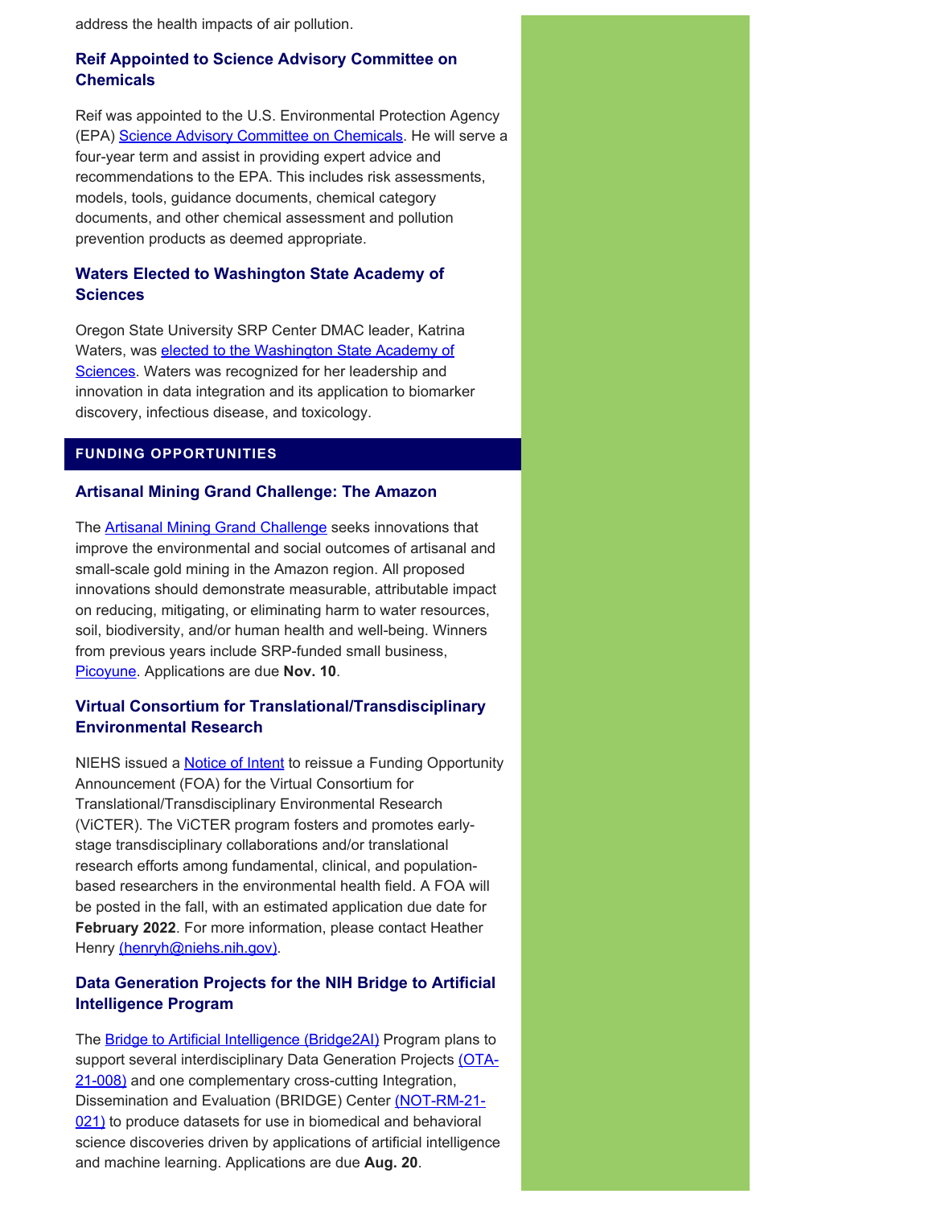address the health impacts of air pollution.

### Reif Appointed to Science Advisory Committee on Chemicals

Reif was appointed to the U.S. Environmental Protection Agency (EPA) Science Advisory Committee on Chemicals. He will serve a four-year term and assist in providing expert advice and recommendations to the EPA. This includes risk assessments, models, tools, guidance documents, chemical category documents, and other chemical assessment and pollution prevention products as deemed appropriate.

### Waters Elected to Washington State Academy of Sciences

Oregon State University SRP Center DMAC leader, Katrina Waters, was elected to the Washington State Academy of Sciences. Waters was recognized for her leadership and innovation in data integration and its application to biomarker discovery, infectious disease, and toxicology.

## FUNDING OPPORTUNITIES

### Artisanal Mining Grand Challenge: The Amazon

The Artisanal Mining Grand Challenge seeks innovations that improve the environmental and social outcomes of artisanal and small-scale gold mining in the Amazon region. All proposed innovations should demonstrate measurable, attributable impact on reducing, mitigating, or eliminating harm to water resources, soil, biodiversity, and/or human health and well-being. Winners from previous years include SRP-funded small business, Picoyune. Applications are due **Nov. 10**.

### Virtual Consortium for Translational/Transdisciplinary Environmental Research

NIEHS issued a Notice of Intent to reissue a Funding Opportunity Announcement (FOA) for the Virtual Consortium for Translational/Transdisciplinary Environmental Research (ViCTER). The ViCTER program fosters and promotes early-stage transdisciplinary collaborations and/or translational research efforts among fundamental, clinical, and population-based researchers in the environmental health field. A FOA will be posted in the fall, with an estimated application due date for **February 2022**. For more information, please contact Heather Henry (henryh@niehs.nih.gov).

### Data Generation Projects for the NIH Bridge to Artificial Intelligence Program

The Bridge to Artificial Intelligence (Bridge2AI) Program plans to support several interdisciplinary Data Generation Projects (OTA-21-008) and one complementary cross-cutting Integration, Dissemination and Evaluation (BRIDGE) Center (NOT-RM-21-021) to produce datasets for use in biomedical and behavioral science discoveries driven by applications of artificial intelligence and machine learning. Applications are due **Aug. 20**.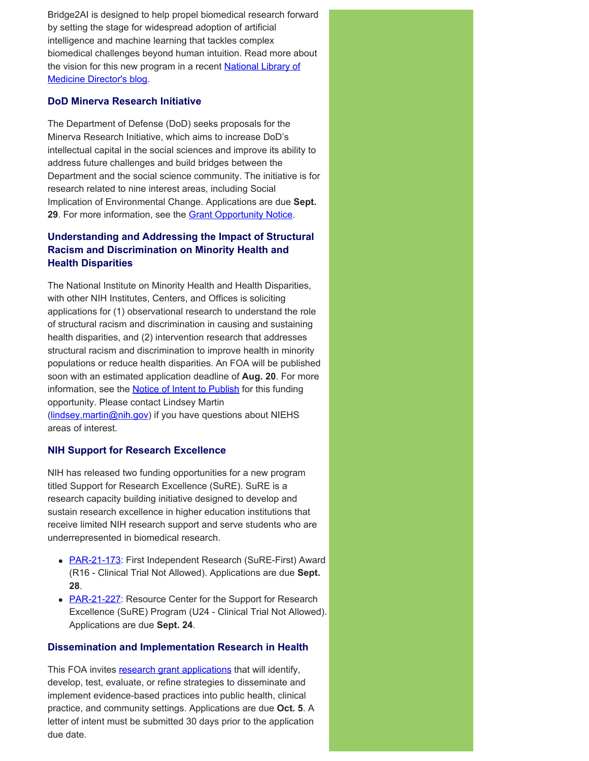Bridge2AI is designed to help propel biomedical research forward by setting the stage for widespread adoption of artificial intelligence and machine learning that tackles complex biomedical challenges beyond human intuition. Read more about the vision for this new program in a recent [National Library of Medicine Director's blog](#).

### DoD Minerva Research Initiative

The Department of Defense (DoD) seeks proposals for the Minerva Research Initiative, which aims to increase DoD's intellectual capital in the social sciences and improve its ability to address future challenges and build bridges between the Department and the social science community. The initiative is for research related to nine interest areas, including Social Implication of Environmental Change. Applications are due **Sept. 29**. For more information, see the [Grant Opportunity Notice](#).

### Understanding and Addressing the Impact of Structural Racism and Discrimination on Minority Health and Health Disparities

The National Institute on Minority Health and Health Disparities, with other NIH Institutes, Centers, and Offices is soliciting applications for (1) observational research to understand the role of structural racism and discrimination in causing and sustaining health disparities, and (2) intervention research that addresses structural racism and discrimination to improve health in minority populations or reduce health disparities. An FOA will be published soon with an estimated application deadline of **Aug. 20**. For more information, see the [Notice of Intent to Publish](#) for this funding opportunity. Please contact Lindsey Martin ([lindsey.martin@nih.gov](mailto:lindsey.martin@nih.gov)) if you have questions about NIEHS areas of interest.

### NIH Support for Research Excellence

NIH has released two funding opportunities for a new program titled Support for Research Excellence (SuRE). SuRE is a research capacity building initiative designed to develop and sustain research excellence in higher education institutions that receive limited NIH research support and serve students who are underrepresented in biomedical research.

- [PAR-21-173](#): First Independent Research (SuRE-First) Award (R16 - Clinical Trial Not Allowed). Applications are due **Sept. 28**.
- [PAR-21-227](#): Resource Center for the Support for Research Excellence (SuRE) Program (U24 - Clinical Trial Not Allowed). Applications are due **Sept. 24**.

### Dissemination and Implementation Research in Health

This FOA invites [research grant applications](#) that will identify, develop, test, evaluate, or refine strategies to disseminate and implement evidence-based practices into public health, clinical practice, and community settings. Applications are due **Oct. 5**. A letter of intent must be submitted 30 days prior to the application due date.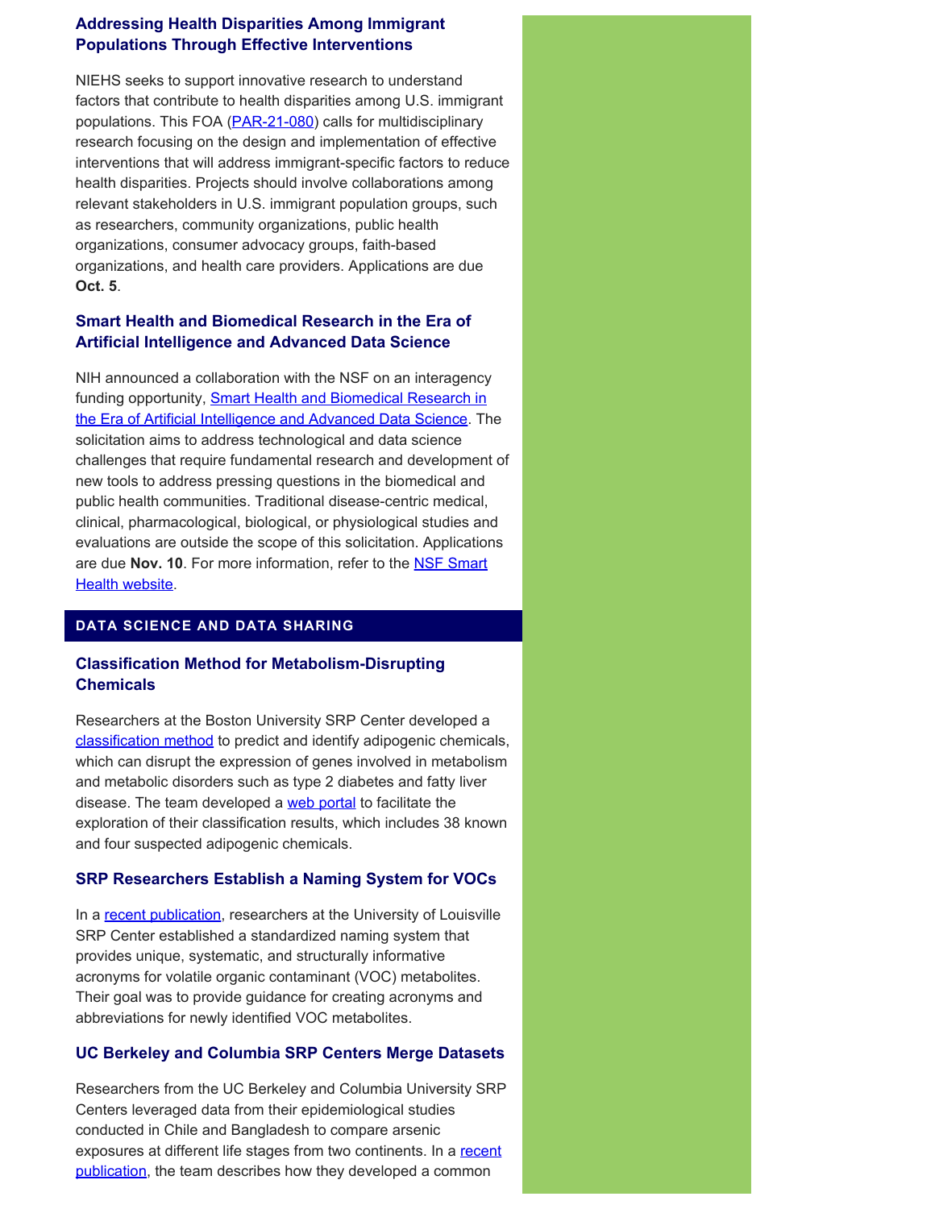### Addressing Health Disparities Among Immigrant Populations Through Effective Interventions

NIEHS seeks to support innovative research to understand factors that contribute to health disparities among U.S. immigrant populations. This FOA (PAR-21-080) calls for multidisciplinary research focusing on the design and implementation of effective interventions that will address immigrant-specific factors to reduce health disparities. Projects should involve collaborations among relevant stakeholders in U.S. immigrant population groups, such as researchers, community organizations, public health organizations, consumer advocacy groups, faith-based organizations, and health care providers. Applications are due **Oct. 5**.

### Smart Health and Biomedical Research in the Era of Artificial Intelligence and Advanced Data Science

NIH announced a collaboration with the NSF on an interagency funding opportunity, Smart Health and Biomedical Research in the Era of Artificial Intelligence and Advanced Data Science. The solicitation aims to address technological and data science challenges that require fundamental research and development of new tools to address pressing questions in the biomedical and public health communities. Traditional disease-centric medical, clinical, pharmacological, biological, or physiological studies and evaluations are outside the scope of this solicitation. Applications are due **Nov. 10**. For more information, refer to the NSF Smart Health website.

## DATA SCIENCE AND DATA SHARING

### Classification Method for Metabolism-Disrupting Chemicals

Researchers at the Boston University SRP Center developed a classification method to predict and identify adipogenic chemicals, which can disrupt the expression of genes involved in metabolism and metabolic disorders such as type 2 diabetes and fatty liver disease. The team developed a web portal to facilitate the exploration of their classification results, which includes 38 known and four suspected adipogenic chemicals.

### SRP Researchers Establish a Naming System for VOCs

In a recent publication, researchers at the University of Louisville SRP Center established a standardized naming system that provides unique, systematic, and structurally informative acronyms for volatile organic contaminant (VOC) metabolites. Their goal was to provide guidance for creating acronyms and abbreviations for newly identified VOC metabolites.

### UC Berkeley and Columbia SRP Centers Merge Datasets

Researchers from the UC Berkeley and Columbia University SRP Centers leveraged data from their epidemiological studies conducted in Chile and Bangladesh to compare arsenic exposures at different life stages from two continents. In a recent publication, the team describes how they developed a common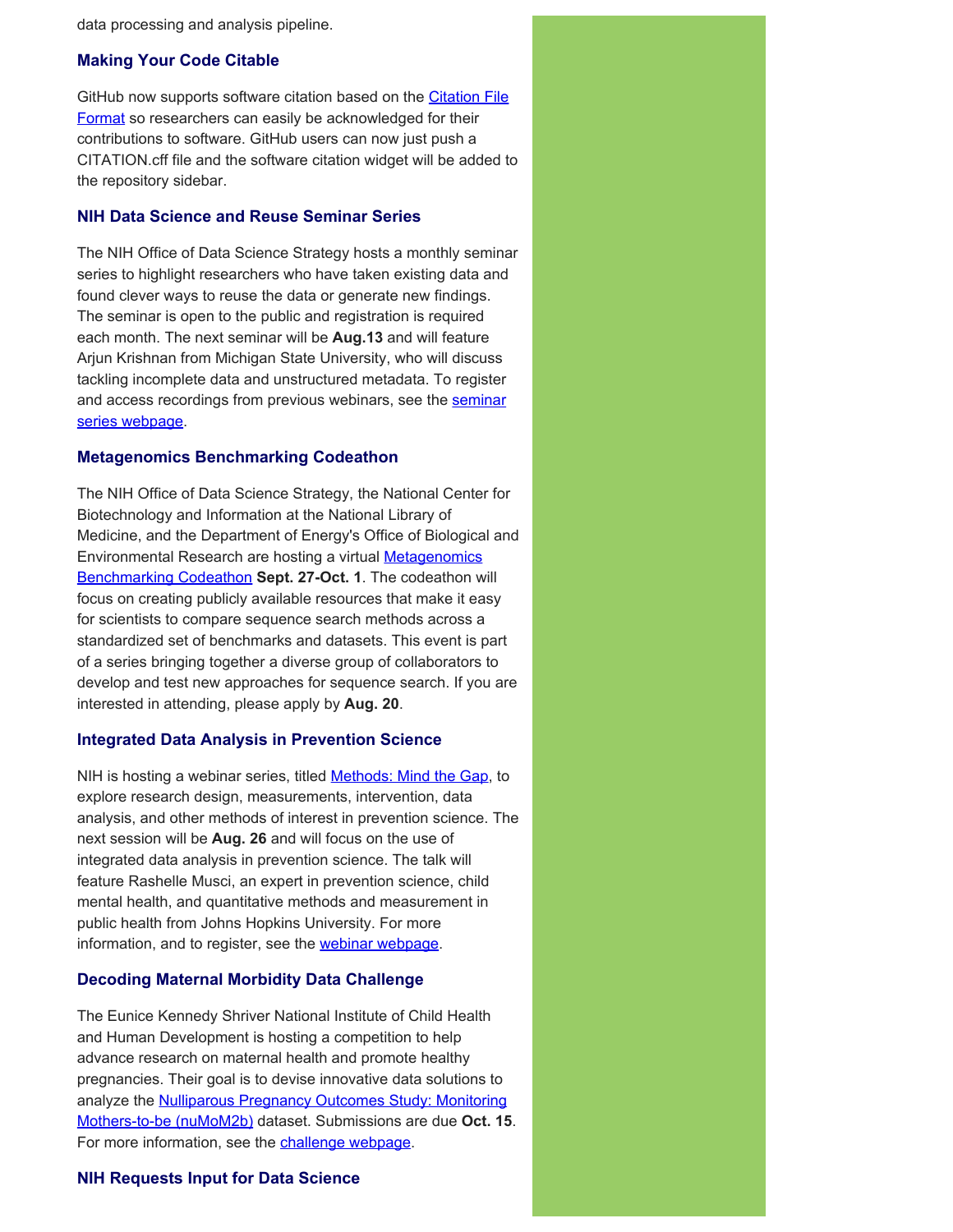data processing and analysis pipeline.

### Making Your Code Citable

GitHub now supports software citation based on the Citation File Format so researchers can easily be acknowledged for their contributions to software. GitHub users can now just push a CITATION.cff file and the software citation widget will be added to the repository sidebar.

### NIH Data Science and Reuse Seminar Series

The NIH Office of Data Science Strategy hosts a monthly seminar series to highlight researchers who have taken existing data and found clever ways to reuse the data or generate new findings. The seminar is open to the public and registration is required each month. The next seminar will be **Aug.13** and will feature Arjun Krishnan from Michigan State University, who will discuss tackling incomplete data and unstructured metadata. To register and access recordings from previous webinars, see the seminar series webpage.

### Metagenomics Benchmarking Codeathon

The NIH Office of Data Science Strategy, the National Center for Biotechnology and Information at the National Library of Medicine, and the Department of Energy's Office of Biological and Environmental Research are hosting a virtual Metagenomics Benchmarking Codeathon **Sept. 27-Oct. 1**. The codeathon will focus on creating publicly available resources that make it easy for scientists to compare sequence search methods across a standardized set of benchmarks and datasets. This event is part of a series bringing together a diverse group of collaborators to develop and test new approaches for sequence search. If you are interested in attending, please apply by **Aug. 20**.

### Integrated Data Analysis in Prevention Science

NIH is hosting a webinar series, titled Methods: Mind the Gap, to explore research design, measurements, intervention, data analysis, and other methods of interest in prevention science. The next session will be **Aug. 26** and will focus on the use of integrated data analysis in prevention science. The talk will feature Rashelle Musci, an expert in prevention science, child mental health, and quantitative methods and measurement in public health from Johns Hopkins University. For more information, and to register, see the webinar webpage.

### Decoding Maternal Morbidity Data Challenge

The Eunice Kennedy Shriver National Institute of Child Health and Human Development is hosting a competition to help advance research on maternal health and promote healthy pregnancies. Their goal is to devise innovative data solutions to analyze the Nulliparous Pregnancy Outcomes Study: Monitoring Mothers-to-be (nuMoM2b) dataset. Submissions are due **Oct. 15**. For more information, see the challenge webpage.

### NIH Requests Input for Data Science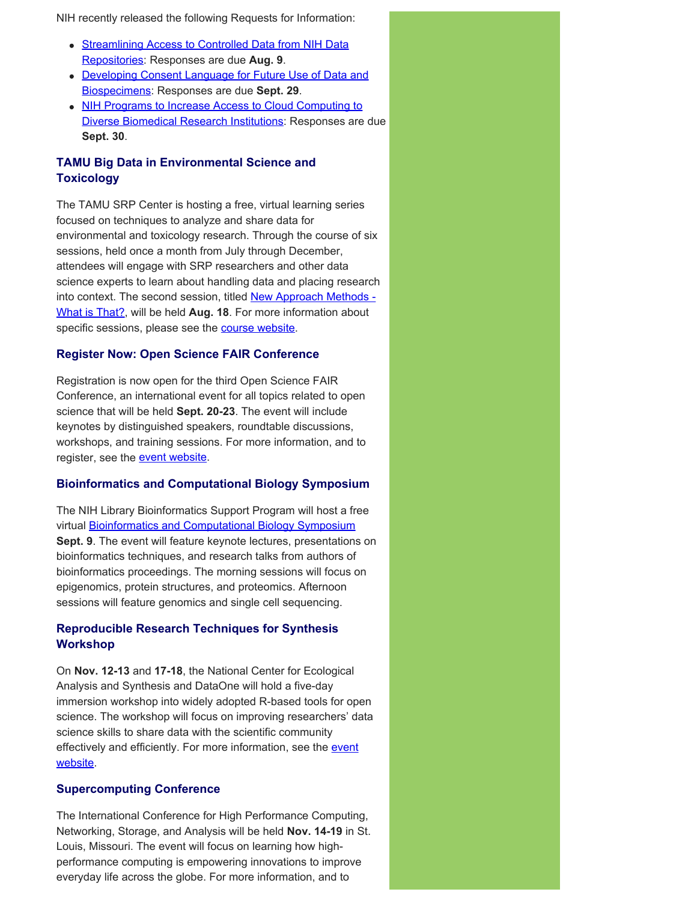NIH recently released the following Requests for Information:

- Streamlining Access to Controlled Data from NIH Data Repositories: Responses are due **Aug. 9**.
- Developing Consent Language for Future Use of Data and Biospecimens: Responses are due **Sept. 29**.
- NIH Programs to Increase Access to Cloud Computing to Diverse Biomedical Research Institutions: Responses are due **Sept. 30**.

### TAMU Big Data in Environmental Science and Toxicology

The TAMU SRP Center is hosting a free, virtual learning series focused on techniques to analyze and share data for environmental and toxicology research. Through the course of six sessions, held once a month from July through December, attendees will engage with SRP researchers and other data science experts to learn about handling data and placing research into context. The second session, titled New Approach Methods - What is That?, will be held **Aug. 18**. For more information about specific sessions, please see the course website.

### Register Now: Open Science FAIR Conference

Registration is now open for the third Open Science FAIR Conference, an international event for all topics related to open science that will be held **Sept. 20-23**. The event will include keynotes by distinguished speakers, roundtable discussions, workshops, and training sessions. For more information, and to register, see the event website.

### Bioinformatics and Computational Biology Symposium

The NIH Library Bioinformatics Support Program will host a free virtual Bioinformatics and Computational Biology Symposium **Sept. 9**. The event will feature keynote lectures, presentations on bioinformatics techniques, and research talks from authors of bioinformatics proceedings. The morning sessions will focus on epigenomics, protein structures, and proteomics. Afternoon sessions will feature genomics and single cell sequencing.

### Reproducible Research Techniques for Synthesis Workshop

On **Nov. 12-13** and **17-18**, the National Center for Ecological Analysis and Synthesis and DataOne will hold a five-day immersion workshop into widely adopted R-based tools for open science. The workshop will focus on improving researchers' data science skills to share data with the scientific community effectively and efficiently. For more information, see the event website.

### Supercomputing Conference

The International Conference for High Performance Computing, Networking, Storage, and Analysis will be held **Nov. 14-19** in St. Louis, Missouri. The event will focus on learning how high-performance computing is empowering innovations to improve everyday life across the globe. For more information, and to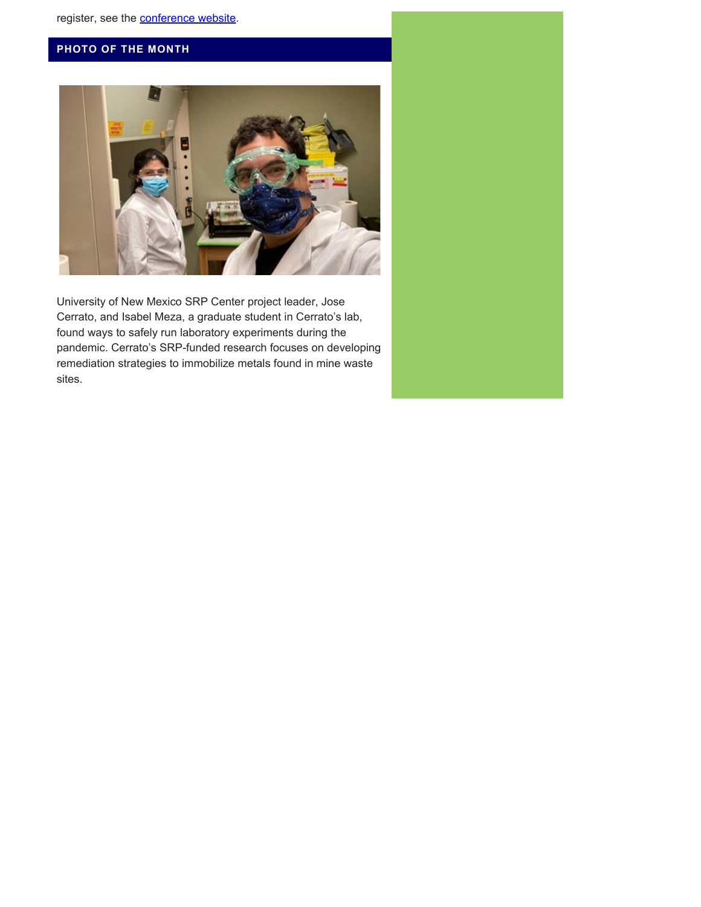register, see the conference website.

## PHOTO OF THE MONTH

University of New Mexico SRP Center project leader, Jose Cerrato, and Isabel Meza, a graduate student in Cerrato's lab, found ways to safely run laboratory experiments during the pandemic. Cerrato's SRP-funded research focuses on developing remediation strategies to immobilize metals found in mine waste sites.